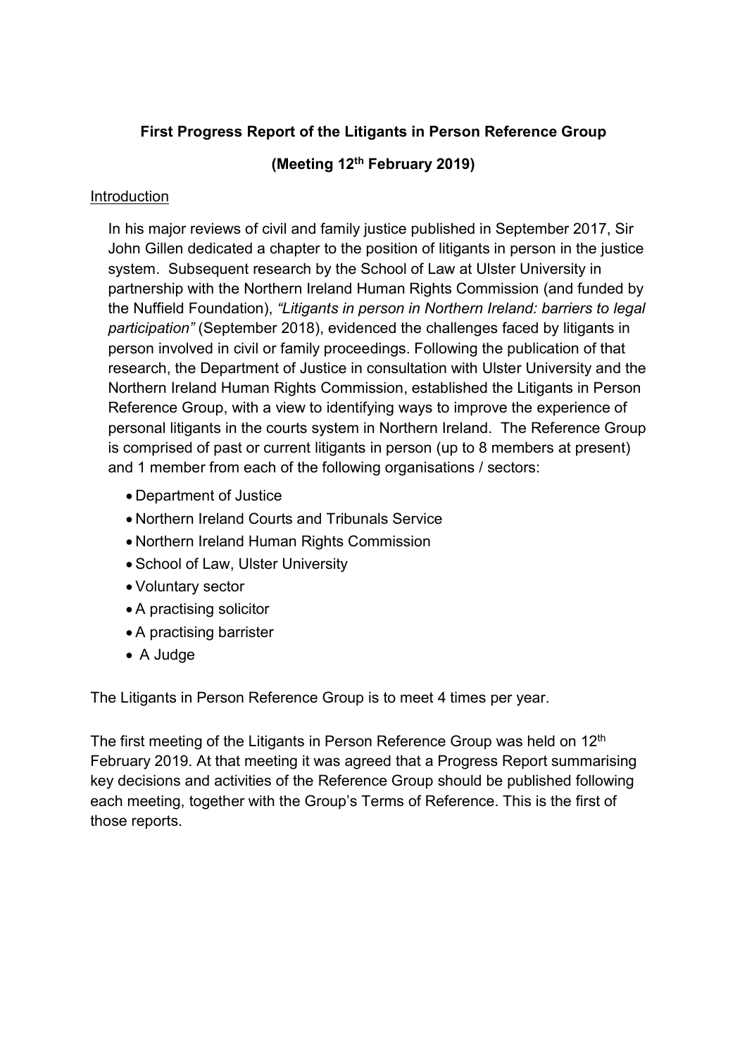# First Progress Report of the Litigants in Person Reference Group

## (Meeting 12th February 2019)

<u>Introduction</u>

In his major reviews of civil and family justice published in September 2017, Sir John Gillen dedicated a chapter to the position of litigants in person in the justice system. Subsequent research by the School of Law at Ulster University in partnership with the Northern Ireland Human Rights Commission (and funded by the Nuffield Foundation), *"Litigants in person in Northern Ireland: barriers to legal participation"* (September 2018), evidenced the challenges faced by litigants in person involved in civil or family proceedings. Following the publication of that research, the Department of Justice in consultation with Ulster University and the Northern Ireland Human Rights Commission, established the Litigants in Person Reference Group, with a view to identifying ways to improve the experience of personal litigants in the courts system in Northern Ireland. The Reference Group is comprised of past or current litigants in person (up to 8 members at present) and 1 member from each of the following organisations / sectors:

- Department of Justice
- Northern Ireland Courts and Tribunals Service
- Northern Ireland Human Rights Commission
- School of Law, Ulster University
- Voluntary sector
- A practising solicitor
- A practising barrister
- A Judge

The Litigants in Person Reference Group is to meet 4 times per year.

The first meeting of the Litigants in Person Reference Group was held on 12th February 2019. At that meeting it was agreed that a Progress Report summarising key decisions and activities of the Reference Group should be published following each meeting, together with the Group's Terms of Reference. This is the first of those reports.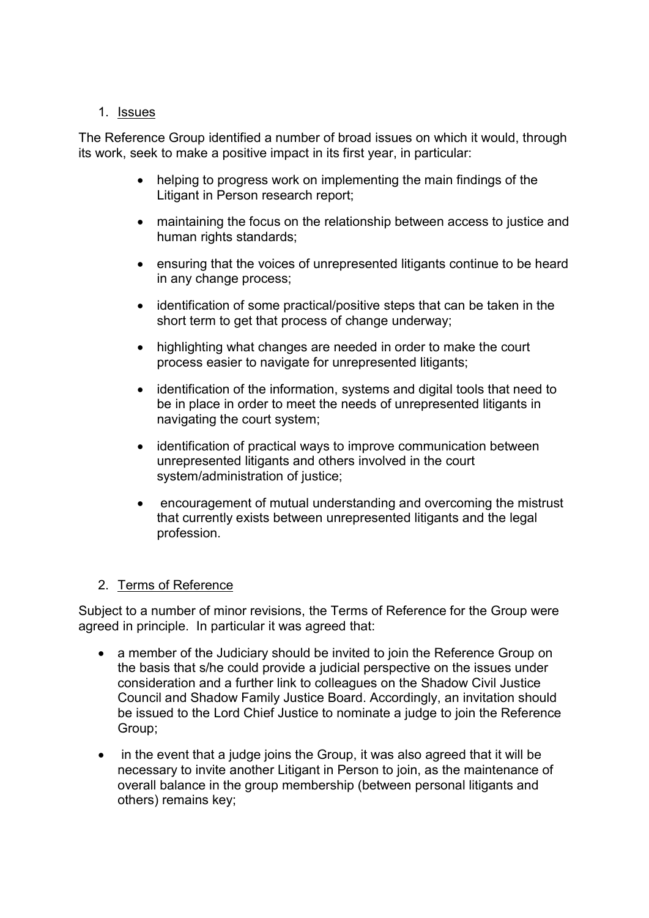1. Issues

The Reference Group identified a number of broad issues on which it would, through its work, seek to make a positive impact in its first year, in particular:

- helping to progress work on implementing the main findings of the Litigant in Person research report;
- maintaining the focus on the relationship between access to justice and human rights standards;
- ensuring that the voices of unrepresented litigants continue to be heard in any change process;
- identification of some practical/positive steps that can be taken in the short term to get that process of change underway;
- highlighting what changes are needed in order to make the court process easier to navigate for unrepresented litigants;
- identification of the information, systems and digital tools that need to be in place in order to meet the needs of unrepresented litigants in navigating the court system;
- identification of practical ways to improve communication between unrepresented litigants and others involved in the court system/administration of justice;
- encouragement of mutual understanding and overcoming the mistrust that currently exists between unrepresented litigants and the legal profession.

2. Terms of Reference

Subject to a number of minor revisions, the Terms of Reference for the Group were agreed in principle. In particular it was agreed that:

- a member of the Judiciary should be invited to join the Reference Group on the basis that s/he could provide a judicial perspective on the issues under consideration and a further link to colleagues on the Shadow Civil Justice Council and Shadow Family Justice Board. Accordingly, an invitation should be issued to the Lord Chief Justice to nominate a judge to join the Reference Group;
- in the event that a judge joins the Group, it was also agreed that it will be necessary to invite another Litigant in Person to join, as the maintenance of overall balance in the group membership (between personal litigants and others) remains key;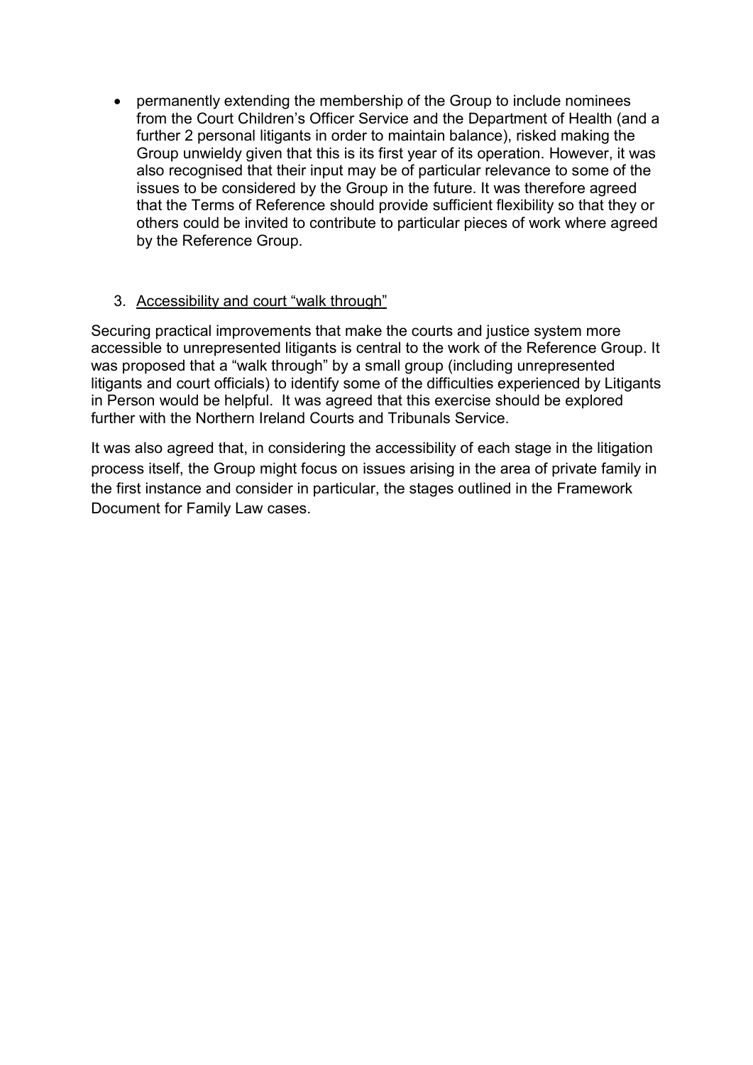- permanently extending the membership of the Group to include nominees from the Court Children's Officer Service and the Department of Health (and a further 2 personal litigants in order to maintain balance), risked making the Group unwieldy given that this is its first year of its operation. However, it was also recognised that their input may be of particular relevance to some of the issues to be considered by the Group in the future. It was therefore agreed that the Terms of Reference should provide sufficient flexibility so that they or others could be invited to contribute to particular pieces of work where agreed by the Reference Group.

3. <u>Accessibility and court "walk through"</u>

Securing practical improvements that make the courts and justice system more accessible to unrepresented litigants is central to the work of the Reference Group. It was proposed that a "walk through" by a small group (including unrepresented litigants and court officials) to identify some of the difficulties experienced by Litigants in Person would be helpful. It was agreed that this exercise should be explored further with the Northern Ireland Courts and Tribunals Service.

It was also agreed that, in considering the accessibility of each stage in the litigation process itself, the Group might focus on issues arising in the area of private family in the first instance and consider in particular, the stages outlined in the Framework Document for Family Law cases.